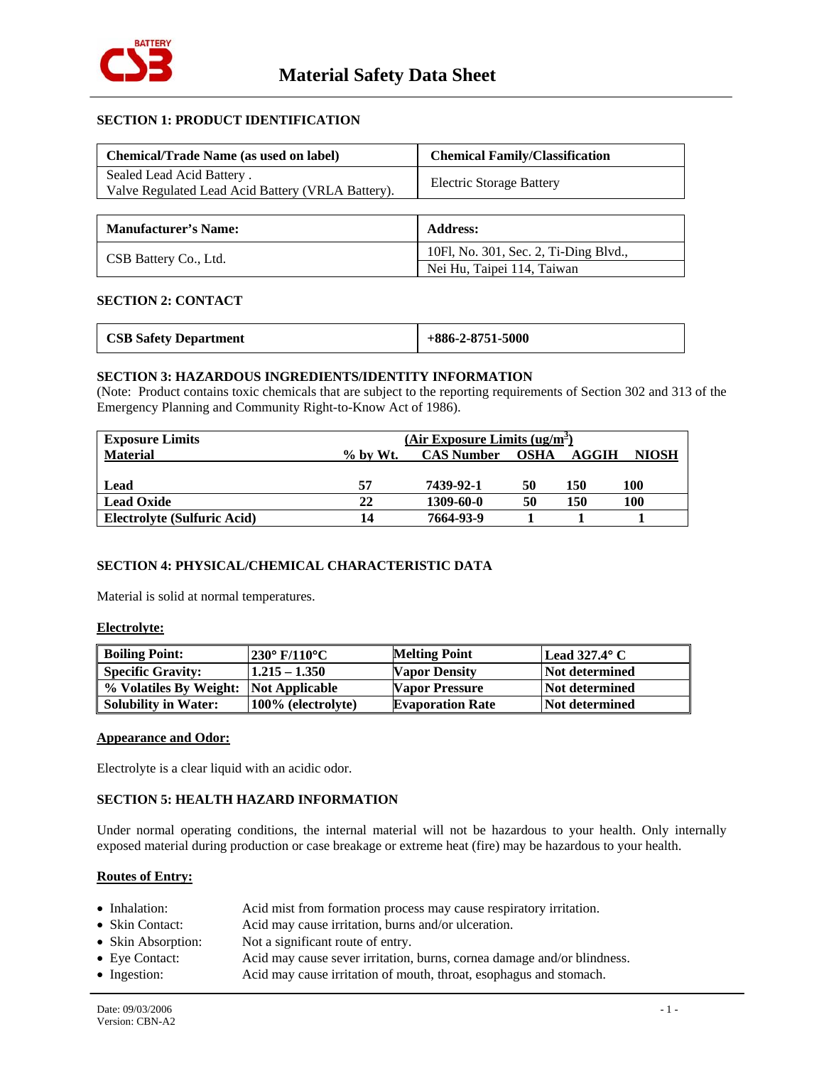# Material Safety Data Sheet

## SECTION 1: PRODUCT IDENTIFICATION

| Chemical/Trade Name (as used on label) | Chemical Family/Classification |
|---|---|
| Sealed Lead Acid Battery .<br>Valve Regulated Lead Acid Battery (VRLA Battery). | Electric Storage Battery |

| Manufacturer's Name: | Address: |
|---|---|
| CSB Battery Co., Ltd. | 10Fl, No. 301, Sec. 2, Ti-Ding Blvd.,<br>Nei Hu, Taipei 114, Taiwan |

## SECTION 2: CONTACT

| CSB Safety Department | +886-2-8751-5000 |
|---|---|

## SECTION 3: HAZARDOUS INGREDIENTS/IDENTITY INFORMATION

(Note: Product contains toxic chemicals that are subject to the reporting requirements of Section 302 and 313 of the Emergency Planning and Community Right-to-Know Act of 1986).

| Exposure Limits | | (Air Exposure Limits (ug/m$^3$)) | | | |
|---|---|---|---|---|---|
| **Material** | **% by Wt.** | **CAS Number** | **OSHA** | **AGGIH** | **NIOSH** |
| **Lead** | **57** | **7439-92-1** | **50** | **150** | **100** |
| **Lead Oxide** | **22** | **1309-60-0** | **50** | **150** | **100** |
| **Electrolyte (Sulfuric Acid)** | **14** | **7664-93-9** | **1** | **1** | **1** |

## SECTION 4: PHYSICAL/CHEMICAL CHARACTERISTIC DATA

Material is solid at normal temperatures.

**Electrolyte:**

| Boiling Point: | 230° F/110°C | Melting Point | Lead 327.4° C |
|---|---|---|---|
| **Specific Gravity:** | 1.215 – 1.350 | Vapor Density | Not determined |
| **% Volatiles By Weight:** | Not Applicable | Vapor Pressure | Not determined |
| **Solubility in Water:** | 100% (electrolyte) | Evaporation Rate | Not determined |

**Appearance and Odor:**

Electrolyte is a clear liquid with an acidic odor.

## SECTION 5: HEALTH HAZARD INFORMATION

Under normal operating conditions, the internal material will not be hazardous to your health. Only internally exposed material during production or case breakage or extreme heat (fire) may be hazardous to your health.

**Routes of Entry:**

- Inhalation: Acid mist from formation process may cause respiratory irritation.
- Skin Contact: Acid may cause irritation, burns and/or ulceration.
- Skin Absorption: Not a significant route of entry.
- Eye Contact: Acid may cause sever irritation, burns, cornea damage and/or blindness.
- Ingestion: Acid may cause irritation of mouth, throat, esophagus and stomach.

Date: 09/03/2006
Version: CBN-A2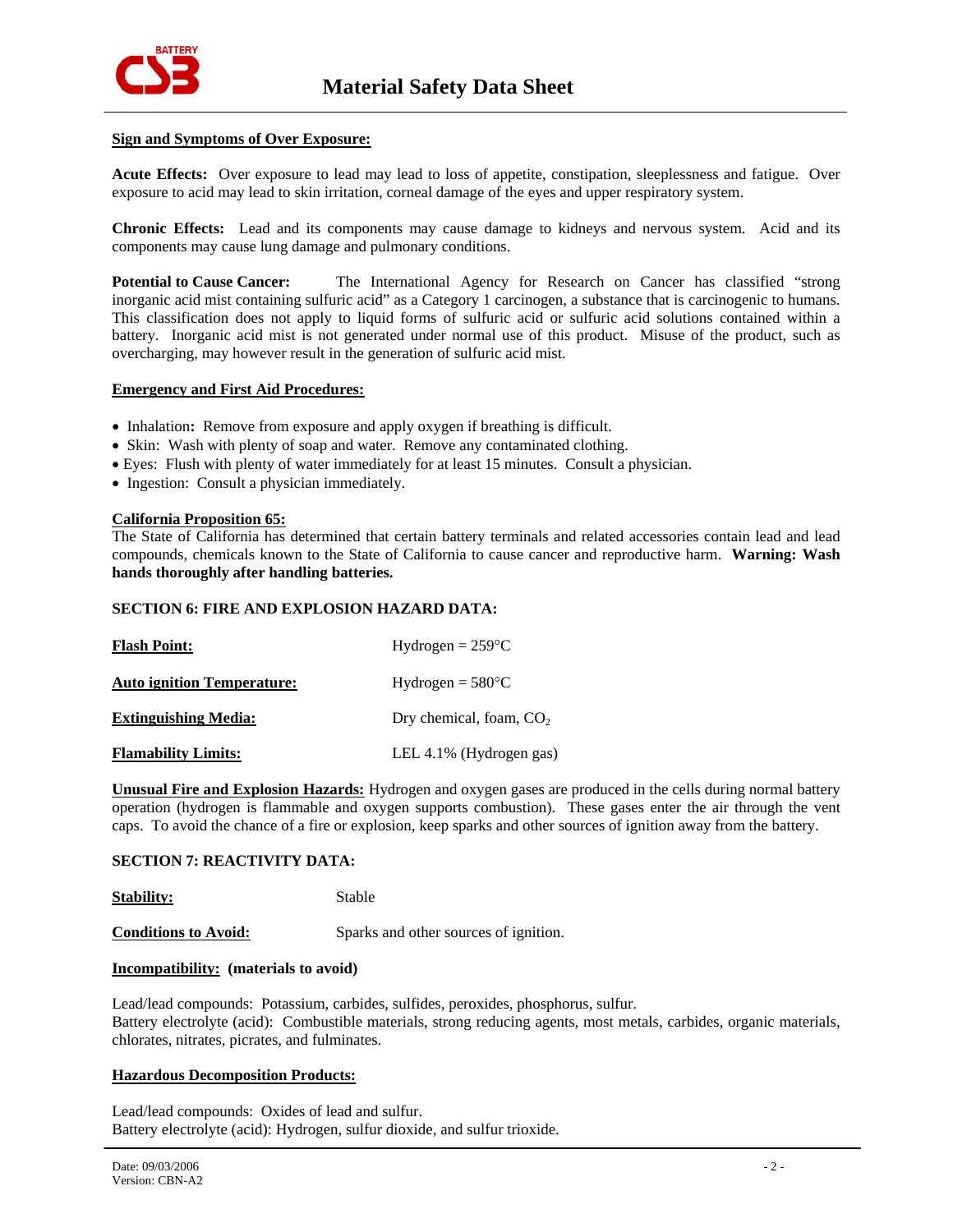**Sign and Symptoms of Over Exposure:**

**Acute Effects:** Over exposure to lead may lead to loss of appetite, constipation, sleeplessness and fatigue. Over exposure to acid may lead to skin irritation, corneal damage of the eyes and upper respiratory system.

**Chronic Effects:** Lead and its components may cause damage to kidneys and nervous system. Acid and its components may cause lung damage and pulmonary conditions.

**Potential to Cause Cancer:** The International Agency for Research on Cancer has classified "strong inorganic acid mist containing sulfuric acid" as a Category 1 carcinogen, a substance that is carcinogenic to humans. This classification does not apply to liquid forms of sulfuric acid or sulfuric acid solutions contained within a battery. Inorganic acid mist is not generated under normal use of this product. Misuse of the product, such as overcharging, may however result in the generation of sulfuric acid mist.

**Emergency and First Aid Procedures:**

- Inhalation**:** Remove from exposure and apply oxygen if breathing is difficult.
- Skin: Wash with plenty of soap and water. Remove any contaminated clothing.
- Eyes: Flush with plenty of water immediately for at least 15 minutes. Consult a physician.
- Ingestion: Consult a physician immediately.

**California Proposition 65:**
The State of California has determined that certain battery terminals and related accessories contain lead and lead compounds, chemicals known to the State of California to cause cancer and reproductive harm. **Warning: Wash hands thoroughly after handling batteries.**

## SECTION 6: FIRE AND EXPLOSION HAZARD DATA:

| | |
|---|---|
| **Flash Point:** | Hydrogen = 259°C |
| **Auto ignition Temperature:** | Hydrogen = 580°C |
| **Extinguishing Media:** | Dry chemical, foam, $CO_2$ |
| **Flamability Limits:** | LEL 4.1% (Hydrogen gas) |

**Unusual Fire and Explosion Hazards:** Hydrogen and oxygen gases are produced in the cells during normal battery operation (hydrogen is flammable and oxygen supports combustion). These gases enter the air through the vent caps. To avoid the chance of a fire or explosion, keep sparks and other sources of ignition away from the battery.

## SECTION 7: REACTIVITY DATA:

| | |
|---|---|
| **Stability:** | Stable |
| **Conditions to Avoid:** | Sparks and other sources of ignition. |

**Incompatibility: (materials to avoid)**

Lead/lead compounds: Potassium, carbides, sulfides, peroxides, phosphorus, sulfur.
Battery electrolyte (acid): Combustible materials, strong reducing agents, most metals, carbides, organic materials, chlorates, nitrates, picrates, and fulminates.

**Hazardous Decomposition Products:**

Lead/lead compounds: Oxides of lead and sulfur.
Battery electrolyte (acid): Hydrogen, sulfur dioxide, and sulfur trioxide.

Date: 09/03/2006
Version: CBN-A2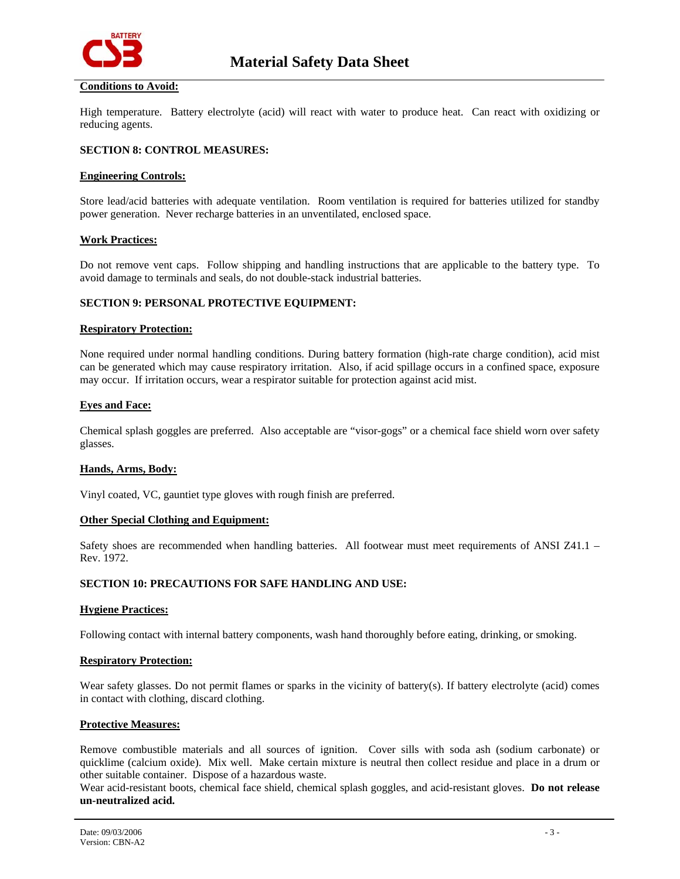**Conditions to Avoid:**

High temperature. Battery electrolyte (acid) will react with water to produce heat. Can react with oxidizing or reducing agents.

## SECTION 8: CONTROL MEASURES:

**Engineering Controls:**

Store lead/acid batteries with adequate ventilation. Room ventilation is required for batteries utilized for standby power generation. Never recharge batteries in an unventilated, enclosed space.

**Work Practices:**

Do not remove vent caps. Follow shipping and handling instructions that are applicable to the battery type. To avoid damage to terminals and seals, do not double-stack industrial batteries.

## SECTION 9: PERSONAL PROTECTIVE EQUIPMENT:

**Respiratory Protection:**

None required under normal handling conditions. During battery formation (high-rate charge condition), acid mist can be generated which may cause respiratory irritation. Also, if acid spillage occurs in a confined space, exposure may occur. If irritation occurs, wear a respirator suitable for protection against acid mist.

**Eyes and Face:**

Chemical splash goggles are preferred. Also acceptable are “visor-gogs” or a chemical face shield worn over safety glasses.

**Hands, Arms, Body:**

Vinyl coated, VC, gauntiet type gloves with rough finish are preferred.

**Other Special Clothing and Equipment:**

Safety shoes are recommended when handling batteries. All footwear must meet requirements of ANSI Z41.1 – Rev. 1972.

## SECTION 10: PRECAUTIONS FOR SAFE HANDLING AND USE:

**Hygiene Practices:**

Following contact with internal battery components, wash hand thoroughly before eating, drinking, or smoking.

**Respiratory Protection:**

Wear safety glasses. Do not permit flames or sparks in the vicinity of battery(s). If battery electrolyte (acid) comes in contact with clothing, discard clothing.

**Protective Measures:**

Remove combustible materials and all sources of ignition. Cover sills with soda ash (sodium carbonate) or quicklime (calcium oxide). Mix well. Make certain mixture is neutral then collect residue and place in a drum or other suitable container. Dispose of a hazardous waste.
Wear acid-resistant boots, chemical face shield, chemical splash goggles, and acid-resistant gloves. **Do not release un-neutralized acid.**

Date: 09/03/2006
Version: CBN-A2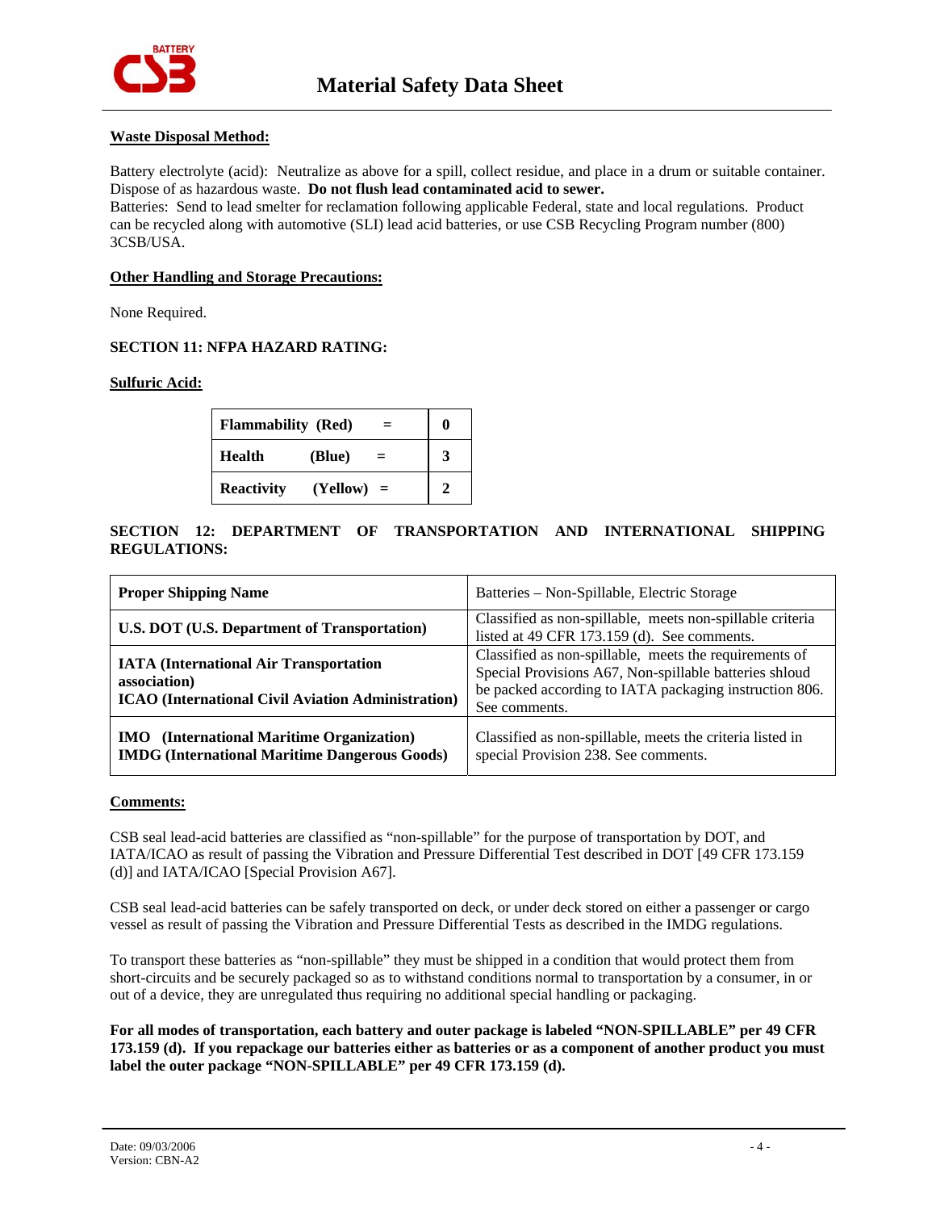**Waste Disposal Method:**

Battery electrolyte (acid): Neutralize as above for a spill, collect residue, and place in a drum or suitable container. Dispose of as hazardous waste. **Do not flush lead contaminated acid to sewer.**
Batteries: Send to lead smelter for reclamation following applicable Federal, state and local regulations. Product can be recycled along with automotive (SLI) lead acid batteries, or use CSB Recycling Program number (800) 3CSB/USA.

**Other Handling and Storage Precautions:**

None Required.

**SECTION 11: NFPA HAZARD RATING:**

**Sulfuric Acid:**

| | |
|---|---|
| **Flammability (Red) =** | **0** |
| **Health (Blue) =** | **3** |
| **Reactivity (Yellow) =** | **2** |

**SECTION 12: DEPARTMENT OF TRANSPORTATION AND INTERNATIONAL SHIPPING REGULATIONS:**

| | |
|---|---|
| **Proper Shipping Name** | Batteries – Non-Spillable, Electric Storage |
| **U.S. DOT (U.S. Department of Transportation)** | Classified as non-spillable, meets non-spillable criteria listed at 49 CFR 173.159 (d). See comments. |
| **IATA (International Air Transportation association)** **ICAO (International Civil Aviation Administration)** | Classified as non-spillable, meets the requirements of Special Provisions A67, Non-spillable batteries shloud be packed according to IATA packaging instruction 806. See comments. |
| **IMO (International Maritime Organization)** **IMDG (International Maritime Dangerous Goods)** | Classified as non-spillable, meets the criteria listed in special Provision 238. See comments. |

**Comments:**

CSB seal lead-acid batteries are classified as "non-spillable" for the purpose of transportation by DOT, and IATA/ICAO as result of passing the Vibration and Pressure Differential Test described in DOT [49 CFR 173.159 (d)] and IATA/ICAO [Special Provision A67].

CSB seal lead-acid batteries can be safely transported on deck, or under deck stored on either a passenger or cargo vessel as result of passing the Vibration and Pressure Differential Tests as described in the IMDG regulations.

To transport these batteries as "non-spillable" they must be shipped in a condition that would protect them from short-circuits and be securely packaged so as to withstand conditions normal to transportation by a consumer, in or out of a device, they are unregulated thus requiring no additional special handling or packaging.

**For all modes of transportation, each battery and outer package is labeled "NON-SPILLABLE" per 49 CFR 173.159 (d). If you repackage our batteries either as batteries or as a component of another product you must label the outer package "NON-SPILLABLE" per 49 CFR 173.159 (d).**

Date: 09/03/2006
Version: CBN-A2